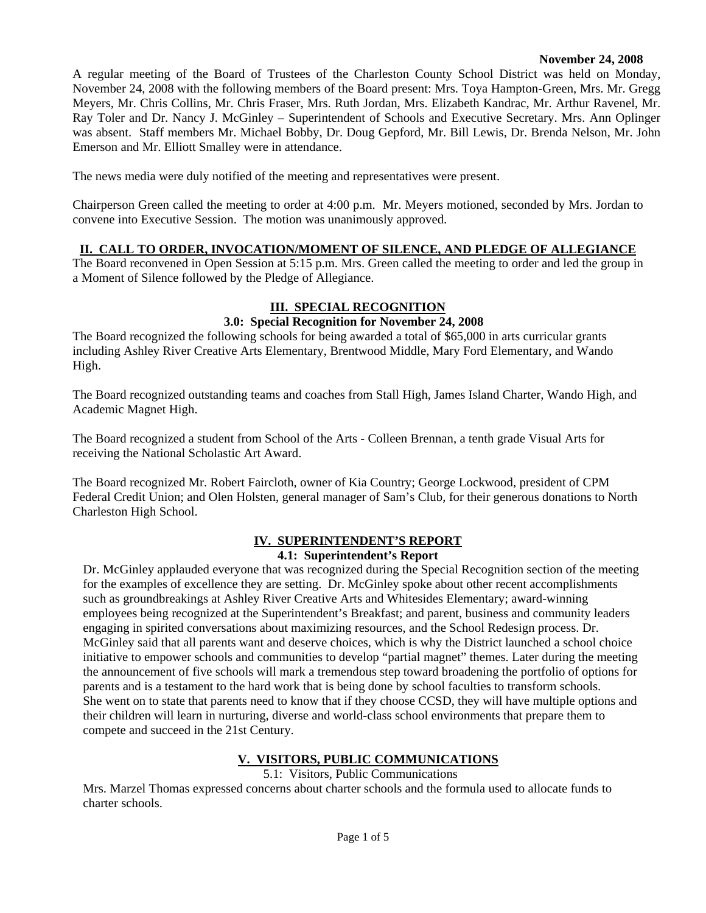**November 24, 2008**

A regular meeting of the Board of Trustees of the Charleston County School District was held on Monday, November 24, 2008 with the following members of the Board present: Mrs. Toya Hampton-Green, Mrs. Mr. Gregg Meyers, Mr. Chris Collins, Mr. Chris Fraser, Mrs. Ruth Jordan, Mrs. Elizabeth Kandrac, Mr. Arthur Ravenel, Mr. Ray Toler and Dr. Nancy J. McGinley – Superintendent of Schools and Executive Secretary. Mrs. Ann Oplinger was absent. Staff members Mr. Michael Bobby, Dr. Doug Gepford, Mr. Bill Lewis, Dr. Brenda Nelson, Mr. John Emerson and Mr. Elliott Smalley were in attendance.

The news media were duly notified of the meeting and representatives were present.

Chairperson Green called the meeting to order at 4:00 p.m. Mr. Meyers motioned, seconded by Mrs. Jordan to convene into Executive Session. The motion was unanimously approved.

## II. CALL TO ORDER, INVOCATION/MOMENT OF SILENCE, AND PLEDGE OF ALLEGIANCE

The Board reconvened in Open Session at 5:15 p.m. Mrs. Green called the meeting to order and led the group in a Moment of Silence followed by the Pledge of Allegiance.

## III. SPECIAL RECOGNITION

### 3.0: Special Recognition for November 24, 2008

The Board recognized the following schools for being awarded a total of $65,000 in arts curricular grants including Ashley River Creative Arts Elementary, Brentwood Middle, Mary Ford Elementary, and Wando High.

The Board recognized outstanding teams and coaches from Stall High, James Island Charter, Wando High, and Academic Magnet High.

The Board recognized a student from School of the Arts - Colleen Brennan, a tenth grade Visual Arts for receiving the National Scholastic Art Award.

The Board recognized Mr. Robert Faircloth, owner of Kia Country; George Lockwood, president of CPM Federal Credit Union; and Olen Holsten, general manager of Sam's Club, for their generous donations to North Charleston High School.

## IV. SUPERINTENDENT'S REPORT

### 4.1: Superintendent's Report

Dr. McGinley applauded everyone that was recognized during the Special Recognition section of the meeting for the examples of excellence they are setting. Dr. McGinley spoke about other recent accomplishments such as groundbreakings at Ashley River Creative Arts and Whitesides Elementary; award-winning employees being recognized at the Superintendent's Breakfast; and parent, business and community leaders engaging in spirited conversations about maximizing resources, and the School Redesign process. Dr. McGinley said that all parents want and deserve choices, which is why the District launched a school choice initiative to empower schools and communities to develop "partial magnet" themes. Later during the meeting the announcement of five schools will mark a tremendous step toward broadening the portfolio of options for parents and is a testament to the hard work that is being done by school faculties to transform schools. She went on to state that parents need to know that if they choose CCSD, they will have multiple options and their children will learn in nurturing, diverse and world-class school environments that prepare them to compete and succeed in the 21st Century.

## V. VISITORS, PUBLIC COMMUNICATIONS

5.1: Visitors, Public Communications

Mrs. Marzel Thomas expressed concerns about charter schools and the formula used to allocate funds to charter schools.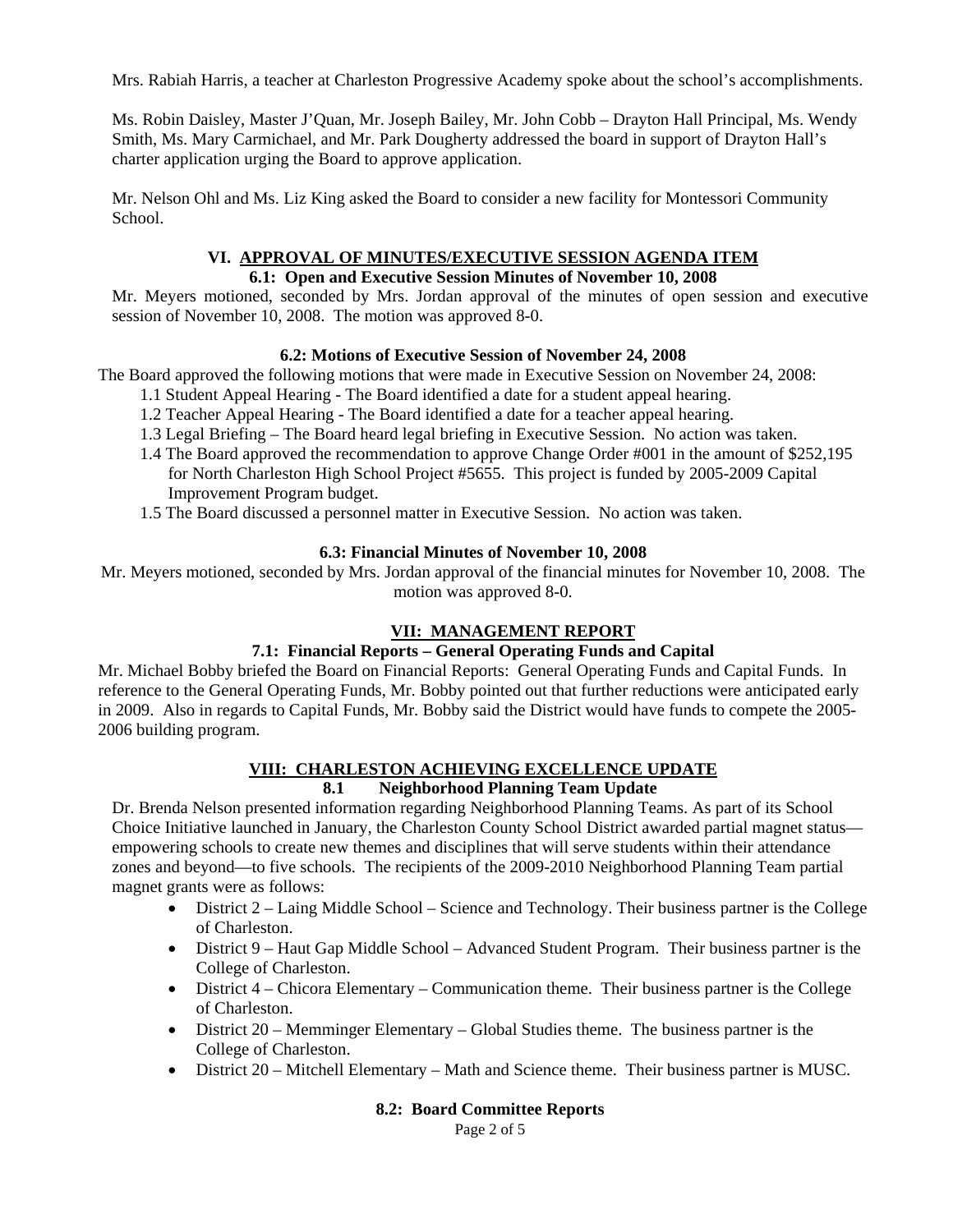Mrs. Rabiah Harris, a teacher at Charleston Progressive Academy spoke about the school's accomplishments.

Ms. Robin Daisley, Master J'Quan, Mr. Joseph Bailey, Mr. John Cobb – Drayton Hall Principal, Ms. Wendy Smith, Ms. Mary Carmichael, and Mr. Park Dougherty addressed the board in support of Drayton Hall's charter application urging the Board to approve application.

Mr. Nelson Ohl and Ms. Liz King asked the Board to consider a new facility for Montessori Community School.

## VI. APPROVAL OF MINUTES/EXECUTIVE SESSION AGENDA ITEM

### 6.1: Open and Executive Session Minutes of November 10, 2008

Mr. Meyers motioned, seconded by Mrs. Jordan approval of the minutes of open session and executive session of November 10, 2008. The motion was approved 8-0.

### 6.2: Motions of Executive Session of November 24, 2008

The Board approved the following motions that were made in Executive Session on November 24, 2008:

1.1 Student Appeal Hearing - The Board identified a date for a student appeal hearing.

1.2 Teacher Appeal Hearing - The Board identified a date for a teacher appeal hearing.

1.3 Legal Briefing – The Board heard legal briefing in Executive Session. No action was taken.

1.4 The Board approved the recommendation to approve Change Order #001 in the amount of $252,195 for North Charleston High School Project #5655. This project is funded by 2005-2009 Capital Improvement Program budget.

1.5 The Board discussed a personnel matter in Executive Session. No action was taken.

### 6.3: Financial Minutes of November 10, 2008

Mr. Meyers motioned, seconded by Mrs. Jordan approval of the financial minutes for November 10, 2008. The motion was approved 8-0.

## VII: MANAGEMENT REPORT

### 7.1: Financial Reports – General Operating Funds and Capital

Mr. Michael Bobby briefed the Board on Financial Reports: General Operating Funds and Capital Funds. In reference to the General Operating Funds, Mr. Bobby pointed out that further reductions were anticipated early in 2009. Also in regards to Capital Funds, Mr. Bobby said the District would have funds to compete the 2005-2006 building program.

## VIII: CHARLESTON ACHIEVING EXCELLENCE UPDATE

### 8.1 Neighborhood Planning Team Update

Dr. Brenda Nelson presented information regarding Neighborhood Planning Teams. As part of its School Choice Initiative launched in January, the Charleston County School District awarded partial magnet status—empowering schools to create new themes and disciplines that will serve students within their attendance zones and beyond—to five schools. The recipients of the 2009-2010 Neighborhood Planning Team partial magnet grants were as follows:

- District 2 – Laing Middle School – Science and Technology. Their business partner is the College of Charleston.
- District 9 – Haut Gap Middle School – Advanced Student Program. Their business partner is the College of Charleston.
- District 4 – Chicora Elementary – Communication theme. Their business partner is the College of Charleston.
- District 20 – Memminger Elementary – Global Studies theme. The business partner is the College of Charleston.
- District 20 – Mitchell Elementary – Math and Science theme. Their business partner is MUSC.

### 8.2: Board Committee Reports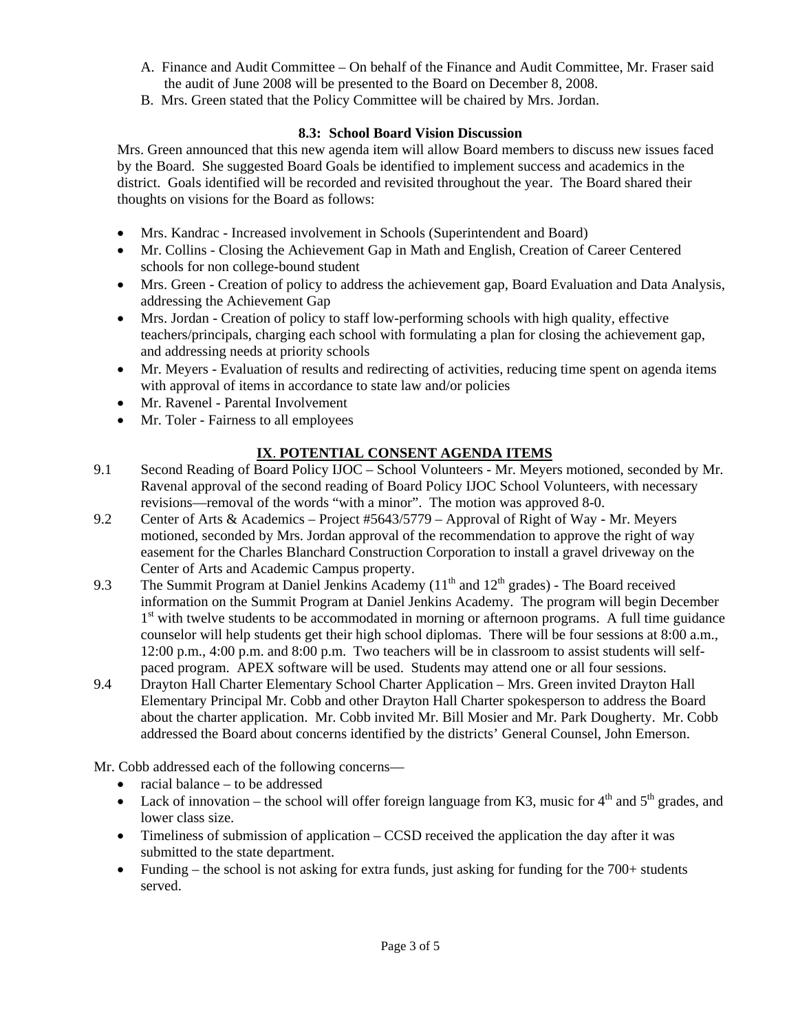A. Finance and Audit Committee – On behalf of the Finance and Audit Committee, Mr. Fraser said the audit of June 2008 will be presented to the Board on December 8, 2008.
B. Mrs. Green stated that the Policy Committee will be chaired by Mrs. Jordan.

**8.3: School Board Vision Discussion**

Mrs. Green announced that this new agenda item will allow Board members to discuss new issues faced by the Board. She suggested Board Goals be identified to implement success and academics in the district. Goals identified will be recorded and revisited throughout the year. The Board shared their thoughts on visions for the Board as follows:

- Mrs. Kandrac - Increased involvement in Schools (Superintendent and Board)
- Mr. Collins - Closing the Achievement Gap in Math and English, Creation of Career Centered schools for non college-bound student
- Mrs. Green - Creation of policy to address the achievement gap, Board Evaluation and Data Analysis, addressing the Achievement Gap
- Mrs. Jordan - Creation of policy to staff low-performing schools with high quality, effective teachers/principals, charging each school with formulating a plan for closing the achievement gap, and addressing needs at priority schools
- Mr. Meyers - Evaluation of results and redirecting of activities, reducing time spent on agenda items with approval of items in accordance to state law and/or policies
- Mr. Ravenel - Parental Involvement
- Mr. Toler - Fairness to all employees

## IX. POTENTIAL CONSENT AGENDA ITEMS

9.1 Second Reading of Board Policy IJOC – School Volunteers - Mr. Meyers motioned, seconded by Mr. Ravenal approval of the second reading of Board Policy IJOC School Volunteers, with necessary revisions—removal of the words "with a minor". The motion was approved 8-0.

9.2 Center of Arts & Academics – Project #5643/5779 – Approval of Right of Way - Mr. Meyers motioned, seconded by Mrs. Jordan approval of the recommendation to approve the right of way easement for the Charles Blanchard Construction Corporation to install a gravel driveway on the Center of Arts and Academic Campus property.

9.3 The Summit Program at Daniel Jenkins Academy (11th and 12th grades) - The Board received information on the Summit Program at Daniel Jenkins Academy. The program will begin December 1st with twelve students to be accommodated in morning or afternoon programs. A full time guidance counselor will help students get their high school diplomas. There will be four sessions at 8:00 a.m., 12:00 p.m., 4:00 p.m. and 8:00 p.m. Two teachers will be in classroom to assist students will self-paced program. APEX software will be used. Students may attend one or all four sessions.

9.4 Drayton Hall Charter Elementary School Charter Application – Mrs. Green invited Drayton Hall Elementary Principal Mr. Cobb and other Drayton Hall Charter spokesperson to address the Board about the charter application. Mr. Cobb invited Mr. Bill Mosier and Mr. Park Dougherty. Mr. Cobb addressed the Board about concerns identified by the districts' General Counsel, John Emerson.

Mr. Cobb addressed each of the following concerns—

- racial balance – to be addressed
- Lack of innovation – the school will offer foreign language from K3, music for 4th and 5th grades, and lower class size.
- Timeliness of submission of application – CCSD received the application the day after it was submitted to the state department.
- Funding – the school is not asking for extra funds, just asking for funding for the 700+ students served.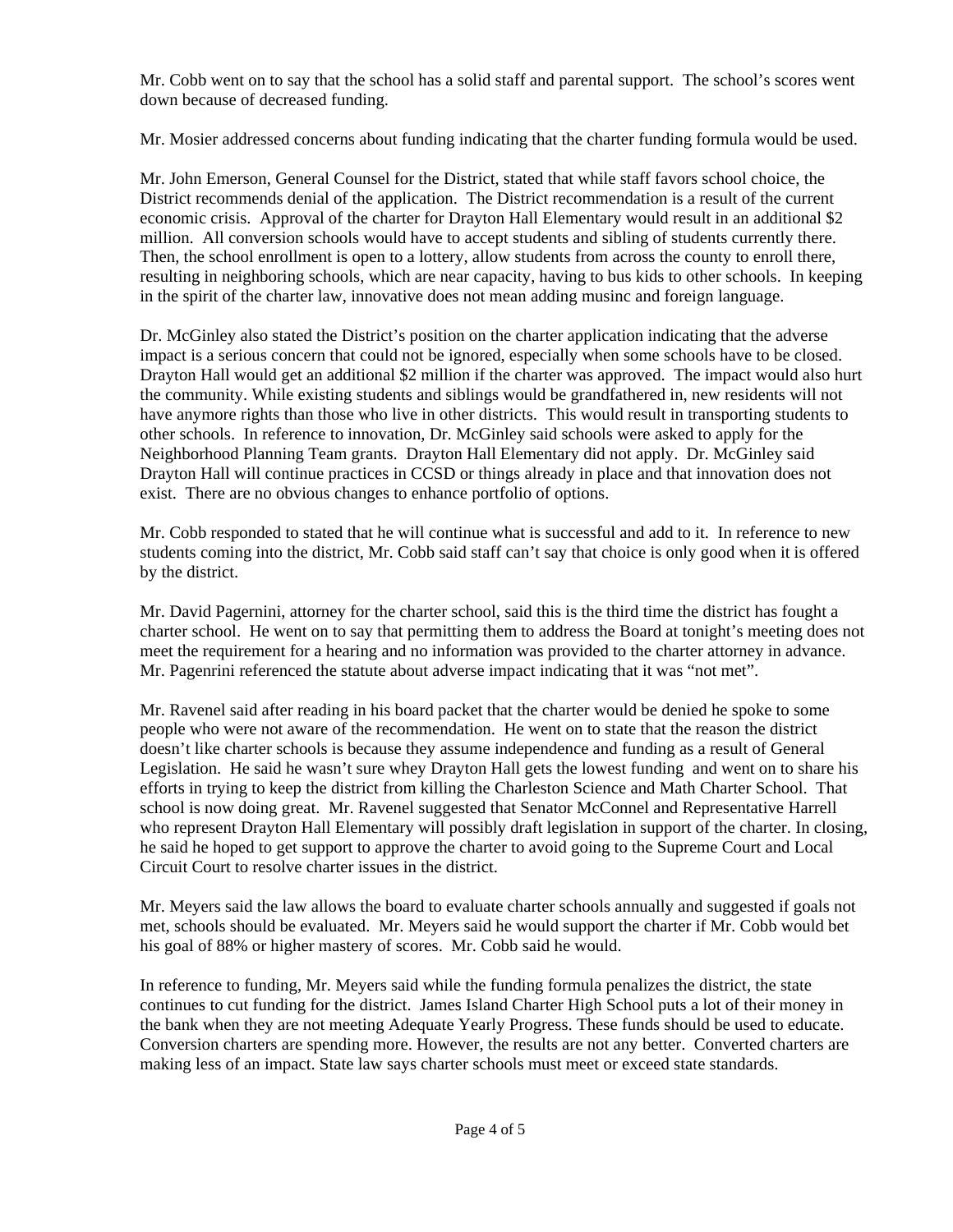Mr. Cobb went on to say that the school has a solid staff and parental support. The school's scores went down because of decreased funding.

Mr. Mosier addressed concerns about funding indicating that the charter funding formula would be used.

Mr. John Emerson, General Counsel for the District, stated that while staff favors school choice, the District recommends denial of the application. The District recommendation is a result of the current economic crisis. Approval of the charter for Drayton Hall Elementary would result in an additional $2 million. All conversion schools would have to accept students and sibling of students currently there. Then, the school enrollment is open to a lottery, allow students from across the county to enroll there, resulting in neighboring schools, which are near capacity, having to bus kids to other schools. In keeping in the spirit of the charter law, innovative does not mean adding musinc and foreign language.

Dr. McGinley also stated the District's position on the charter application indicating that the adverse impact is a serious concern that could not be ignored, especially when some schools have to be closed. Drayton Hall would get an additional $2 million if the charter was approved. The impact would also hurt the community. While existing students and siblings would be grandfathered in, new residents will not have anymore rights than those who live in other districts. This would result in transporting students to other schools. In reference to innovation, Dr. McGinley said schools were asked to apply for the Neighborhood Planning Team grants. Drayton Hall Elementary did not apply. Dr. McGinley said Drayton Hall will continue practices in CCSD or things already in place and that innovation does not exist. There are no obvious changes to enhance portfolio of options.

Mr. Cobb responded to stated that he will continue what is successful and add to it. In reference to new students coming into the district, Mr. Cobb said staff can't say that choice is only good when it is offered by the district.

Mr. David Pagernini, attorney for the charter school, said this is the third time the district has fought a charter school. He went on to say that permitting them to address the Board at tonight's meeting does not meet the requirement for a hearing and no information was provided to the charter attorney in advance. Mr. Pagenrini referenced the statute about adverse impact indicating that it was "not met".

Mr. Ravenel said after reading in his board packet that the charter would be denied he spoke to some people who were not aware of the recommendation. He went on to state that the reason the district doesn't like charter schools is because they assume independence and funding as a result of General Legislation. He said he wasn't sure whey Drayton Hall gets the lowest funding and went on to share his efforts in trying to keep the district from killing the Charleston Science and Math Charter School. That school is now doing great. Mr. Ravenel suggested that Senator McConnel and Representative Harrell who represent Drayton Hall Elementary will possibly draft legislation in support of the charter. In closing, he said he hoped to get support to approve the charter to avoid going to the Supreme Court and Local Circuit Court to resolve charter issues in the district.

Mr. Meyers said the law allows the board to evaluate charter schools annually and suggested if goals not met, schools should be evaluated. Mr. Meyers said he would support the charter if Mr. Cobb would bet his goal of 88% or higher mastery of scores. Mr. Cobb said he would.

In reference to funding, Mr. Meyers said while the funding formula penalizes the district, the state continues to cut funding for the district. James Island Charter High School puts a lot of their money in the bank when they are not meeting Adequate Yearly Progress. These funds should be used to educate. Conversion charters are spending more. However, the results are not any better. Converted charters are making less of an impact. State law says charter schools must meet or exceed state standards.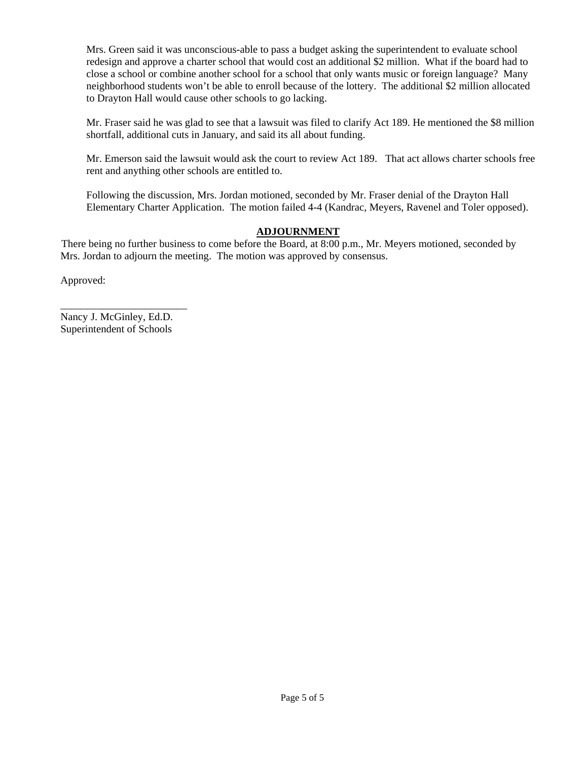Mrs. Green said it was unconscious-able to pass a budget asking the superintendent to evaluate school redesign and approve a charter school that would cost an additional $2 million. What if the board had to close a school or combine another school for a school that only wants music or foreign language? Many neighborhood students won't be able to enroll because of the lottery. The additional $2 million allocated to Drayton Hall would cause other schools to go lacking.

Mr. Fraser said he was glad to see that a lawsuit was filed to clarify Act 189. He mentioned the $8 million shortfall, additional cuts in January, and said its all about funding.

Mr. Emerson said the lawsuit would ask the court to review Act 189. That act allows charter schools free rent and anything other schools are entitled to.

Following the discussion, Mrs. Jordan motioned, seconded by Mr. Fraser denial of the Drayton Hall Elementary Charter Application. The motion failed 4-4 (Kandrac, Meyers, Ravenel and Toler opposed).

## ADJOURNMENT

There being no further business to come before the Board, at 8:00 p.m., Mr. Meyers motioned, seconded by Mrs. Jordan to adjourn the meeting. The motion was approved by consensus.

Approved:

________________________

Nancy J. McGinley, Ed.D.
Superintendent of Schools